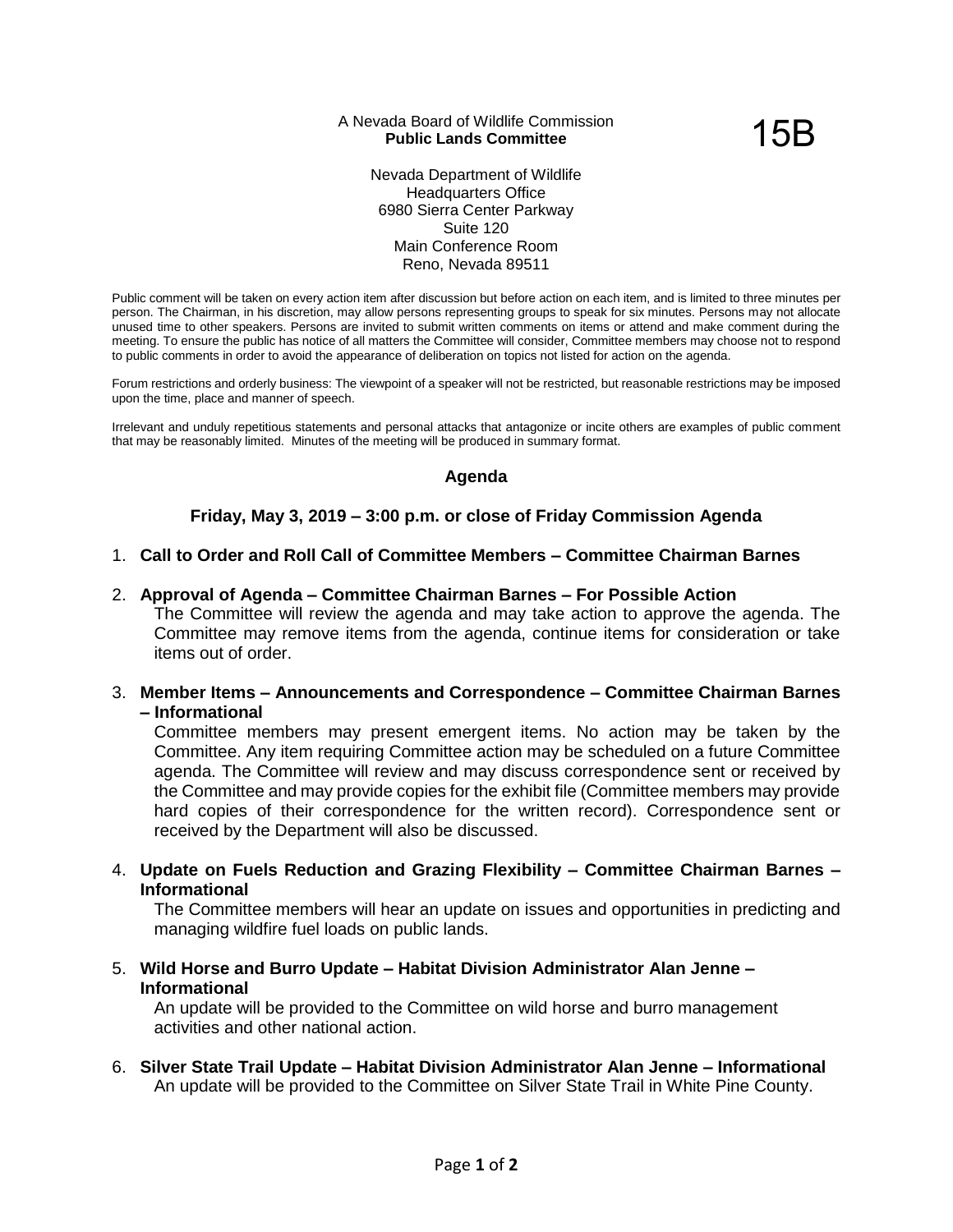A Nevada Board of Wildlife Commission
**Public Lands Committee**

15B

Nevada Department of Wildlife
Headquarters Office
6980 Sierra Center Parkway
Suite 120
Main Conference Room
Reno, Nevada 89511

Public comment will be taken on every action item after discussion but before action on each item, and is limited to three minutes per person. The Chairman, in his discretion, may allow persons representing groups to speak for six minutes. Persons may not allocate unused time to other speakers. Persons are invited to submit written comments on items or attend and make comment during the meeting. To ensure the public has notice of all matters the Committee will consider, Committee members may choose not to respond to public comments in order to avoid the appearance of deliberation on topics not listed for action on the agenda.

Forum restrictions and orderly business: The viewpoint of a speaker will not be restricted, but reasonable restrictions may be imposed upon the time, place and manner of speech.

Irrelevant and unduly repetitious statements and personal attacks that antagonize or incite others are examples of public comment that may be reasonably limited. Minutes of the meeting will be produced in summary format.

## Agenda

### Friday, May 3, 2019 – 3:00 p.m. or close of Friday Commission Agenda

1. **Call to Order and Roll Call of Committee Members – Committee Chairman Barnes**

2. **Approval of Agenda – Committee Chairman Barnes – For Possible Action**
   The Committee will review the agenda and may take action to approve the agenda. The Committee may remove items from the agenda, continue items for consideration or take items out of order.

3. **Member Items – Announcements and Correspondence – Committee Chairman Barnes – Informational**
   Committee members may present emergent items. No action may be taken by the Committee. Any item requiring Committee action may be scheduled on a future Committee agenda. The Committee will review and may discuss correspondence sent or received by the Committee and may provide copies for the exhibit file (Committee members may provide hard copies of their correspondence for the written record). Correspondence sent or received by the Department will also be discussed.

4. **Update on Fuels Reduction and Grazing Flexibility – Committee Chairman Barnes – Informational**
   The Committee members will hear an update on issues and opportunities in predicting and managing wildfire fuel loads on public lands.

5. **Wild Horse and Burro Update – Habitat Division Administrator Alan Jenne – Informational**
   An update will be provided to the Committee on wild horse and burro management activities and other national action.

6. **Silver State Trail Update – Habitat Division Administrator Alan Jenne – Informational**
   An update will be provided to the Committee on Silver State Trail in White Pine County.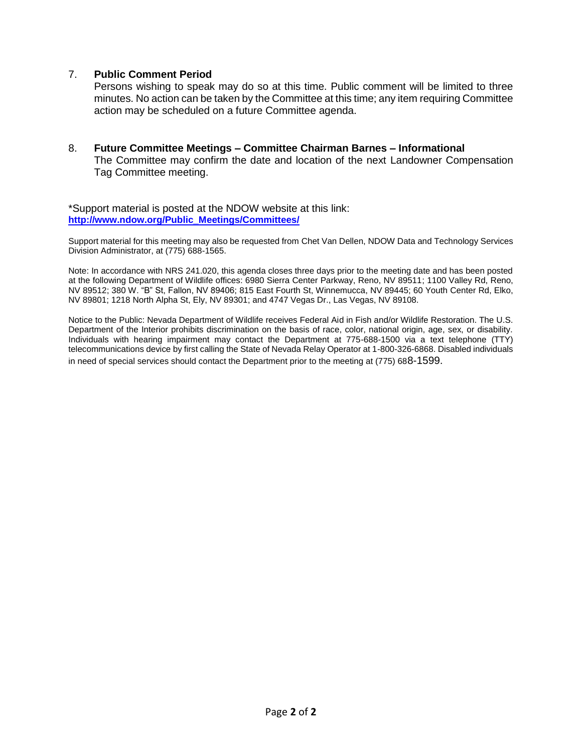7. **Public Comment Period**
   Persons wishing to speak may do so at this time. Public comment will be limited to three minutes. No action can be taken by the Committee at this time; any item requiring Committee action may be scheduled on a future Committee agenda.

8. **Future Committee Meetings – Committee Chairman Barnes – Informational**
   The Committee may confirm the date and location of the next Landowner Compensation Tag Committee meeting.

*Support material is posted at the NDOW website at this link:
**http://www.ndow.org/Public_Meetings/Committees/**

Support material for this meeting may also be requested from Chet Van Dellen, NDOW Data and Technology Services Division Administrator, at (775) 688-1565.

Note: In accordance with NRS 241.020, this agenda closes three days prior to the meeting date and has been posted at the following Department of Wildlife offices: 6980 Sierra Center Parkway, Reno, NV 89511; 1100 Valley Rd, Reno, NV 89512; 380 W. "B" St, Fallon, NV 89406; 815 East Fourth St, Winnemucca, NV 89445; 60 Youth Center Rd, Elko, NV 89801; 1218 North Alpha St, Ely, NV 89301; and 4747 Vegas Dr., Las Vegas, NV 89108.

Notice to the Public: Nevada Department of Wildlife receives Federal Aid in Fish and/or Wildlife Restoration. The U.S. Department of the Interior prohibits discrimination on the basis of race, color, national origin, age, sex, or disability. Individuals with hearing impairment may contact the Department at 775-688-1500 via a text telephone (TTY) telecommunications device by first calling the State of Nevada Relay Operator at 1-800-326-6868. Disabled individuals in need of special services should contact the Department prior to the meeting at (775) 688-1599.